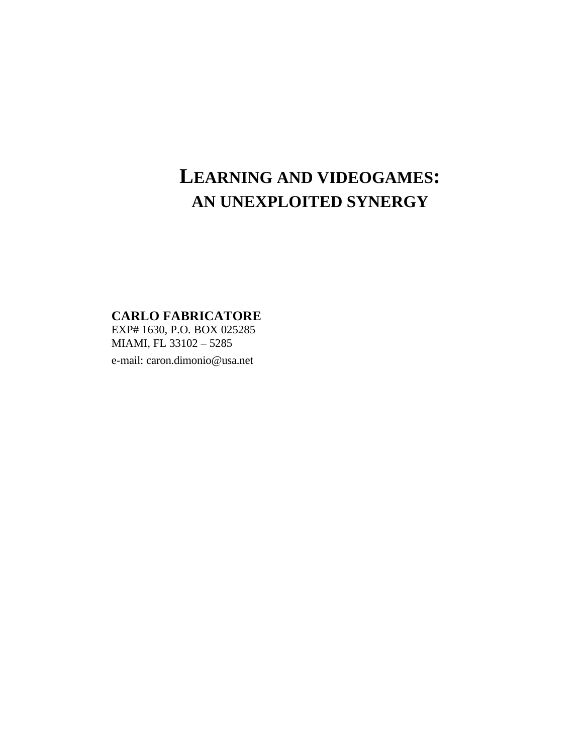# LEARNING AND VIDEOGAMES:
## AN UNEXPLOITED SYNERGY

**CARLO FABRICATORE**
EXP# 1630, P.O. BOX 025285
MIAMI, FL 33102 – 5285
e-mail: caron.dimonio@usa.net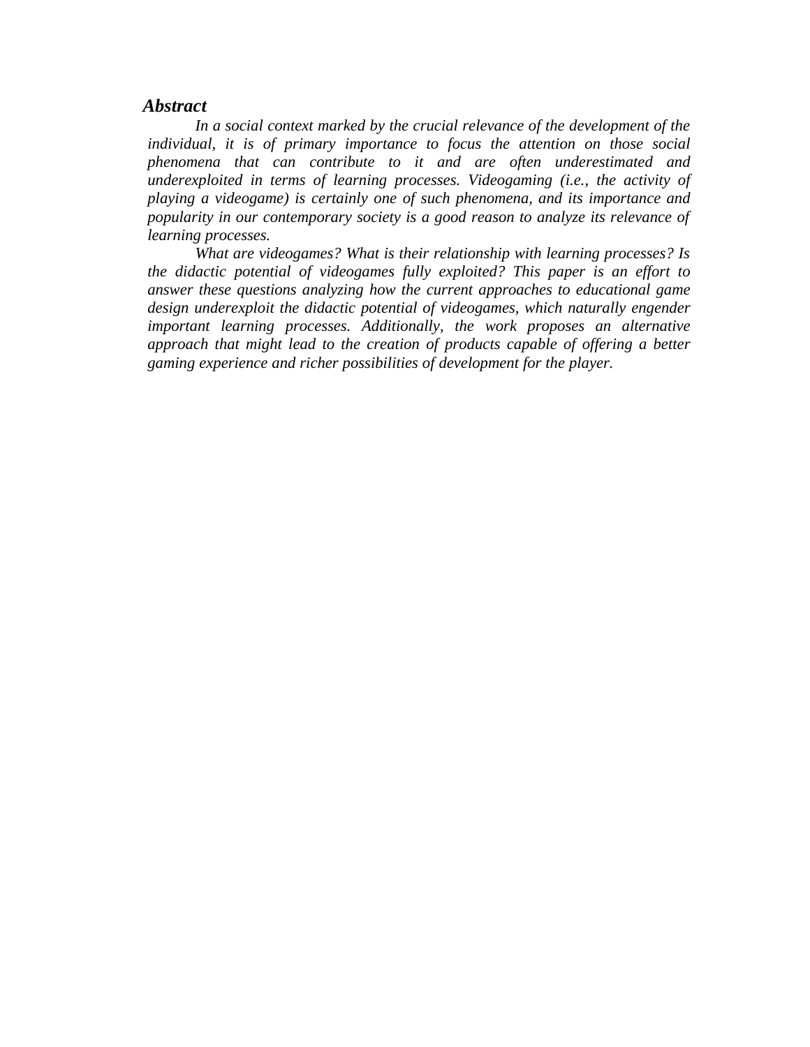## *Abstract*

*In a social context marked by the crucial relevance of the development of the individual, it is of primary importance to focus the attention on those social phenomena that can contribute to it and are often underestimated and underexploited in terms of learning processes. Videogaming (i.e., the activity of playing a videogame) is certainly one of such phenomena, and its importance and popularity in our contemporary society is a good reason to analyze its relevance of learning processes.*

*What are videogames? What is their relationship with learning processes? Is the didactic potential of videogames fully exploited? This paper is an effort to answer these questions analyzing how the current approaches to educational game design underexploit the didactic potential of videogames, which naturally engender important learning processes. Additionally, the work proposes an alternative approach that might lead to the creation of products capable of offering a better gaming experience and richer possibilities of development for the player.*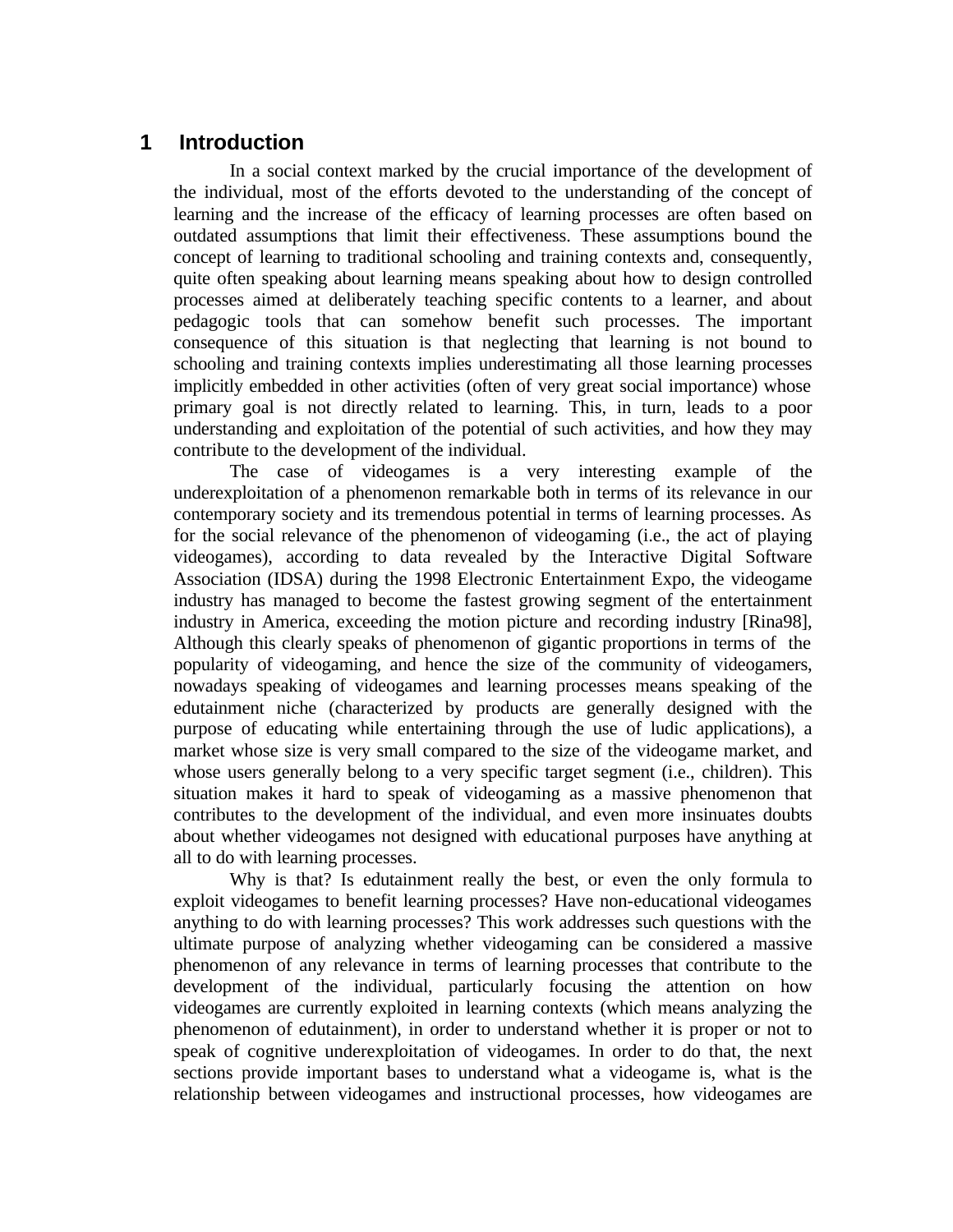# 1 Introduction

In a social context marked by the crucial importance of the development of the individual, most of the efforts devoted to the understanding of the concept of learning and the increase of the efficacy of learning processes are often based on outdated assumptions that limit their effectiveness. These assumptions bound the concept of learning to traditional schooling and training contexts and, consequently, quite often speaking about learning means speaking about how to design controlled processes aimed at deliberately teaching specific contents to a learner, and about pedagogic tools that can somehow benefit such processes. The important consequence of this situation is that neglecting that learning is not bound to schooling and training contexts implies underestimating all those learning processes implicitly embedded in other activities (often of very great social importance) whose primary goal is not directly related to learning. This, in turn, leads to a poor understanding and exploitation of the potential of such activities, and how they may contribute to the development of the individual.

The case of videogames is a very interesting example of the underexploitation of a phenomenon remarkable both in terms of its relevance in our contemporary society and its tremendous potential in terms of learning processes. As for the social relevance of the phenomenon of videogaming (i.e., the act of playing videogames), according to data revealed by the Interactive Digital Software Association (IDSA) during the 1998 Electronic Entertainment Expo, the videogame industry has managed to become the fastest growing segment of the entertainment industry in America, exceeding the motion picture and recording industry [Rina98], Although this clearly speaks of phenomenon of gigantic proportions in terms of the popularity of videogaming, and hence the size of the community of videogamers, nowadays speaking of videogames and learning processes means speaking of the edutainment niche (characterized by products are generally designed with the purpose of educating while entertaining through the use of ludic applications), a market whose size is very small compared to the size of the videogame market, and whose users generally belong to a very specific target segment (i.e., children). This situation makes it hard to speak of videogaming as a massive phenomenon that contributes to the development of the individual, and even more insinuates doubts about whether videogames not designed with educational purposes have anything at all to do with learning processes.

Why is that? Is edutainment really the best, or even the only formula to exploit videogames to benefit learning processes? Have non-educational videogames anything to do with learning processes? This work addresses such questions with the ultimate purpose of analyzing whether videogaming can be considered a massive phenomenon of any relevance in terms of learning processes that contribute to the development of the individual, particularly focusing the attention on how videogames are currently exploited in learning contexts (which means analyzing the phenomenon of edutainment), in order to understand whether it is proper or not to speak of cognitive underexploitation of videogames. In order to do that, the next sections provide important bases to understand what a videogame is, what is the relationship between videogames and instructional processes, how videogames are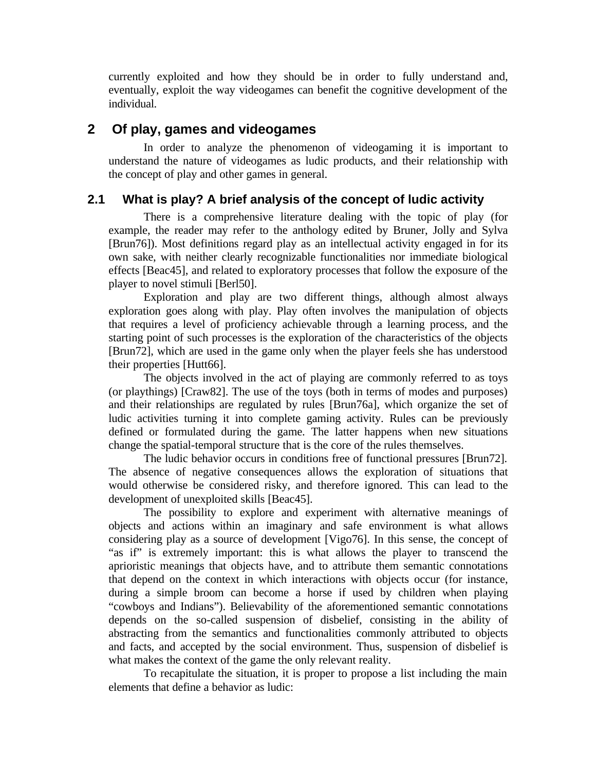currently exploited and how they should be in order to fully understand and, eventually, exploit the way videogames can benefit the cognitive development of the individual.

## 2 Of play, games and videogames

In order to analyze the phenomenon of videogaming it is important to understand the nature of videogames as ludic products, and their relationship with the concept of play and other games in general.

### 2.1 What is play? A brief analysis of the concept of ludic activity

There is a comprehensive literature dealing with the topic of play (for example, the reader may refer to the anthology edited by Bruner, Jolly and Sylva [Brun76]). Most definitions regard play as an intellectual activity engaged in for its own sake, with neither clearly recognizable functionalities nor immediate biological effects [Beac45], and related to exploratory processes that follow the exposure of the player to novel stimuli [Berl50].

Exploration and play are two different things, although almost always exploration goes along with play. Play often involves the manipulation of objects that requires a level of proficiency achievable through a learning process, and the starting point of such processes is the exploration of the characteristics of the objects [Brun72], which are used in the game only when the player feels she has understood their properties [Hutt66].

The objects involved in the act of playing are commonly referred to as toys (or playthings) [Craw82]. The use of the toys (both in terms of modes and purposes) and their relationships are regulated by rules [Brun76a], which organize the set of ludic activities turning it into complete gaming activity. Rules can be previously defined or formulated during the game. The latter happens when new situations change the spatial-temporal structure that is the core of the rules themselves.

The ludic behavior occurs in conditions free of functional pressures [Brun72]. The absence of negative consequences allows the exploration of situations that would otherwise be considered risky, and therefore ignored. This can lead to the development of unexploited skills [Beac45].

The possibility to explore and experiment with alternative meanings of objects and actions within an imaginary and safe environment is what allows considering play as a source of development [Vigo76]. In this sense, the concept of "as if" is extremely important: this is what allows the player to transcend the aprioristic meanings that objects have, and to attribute them semantic connotations that depend on the context in which interactions with objects occur (for instance, during a simple broom can become a horse if used by children when playing "cowboys and Indians"). Believability of the aforementioned semantic connotations depends on the so-called suspension of disbelief, consisting in the ability of abstracting from the semantics and functionalities commonly attributed to objects and facts, and accepted by the social environment. Thus, suspension of disbelief is what makes the context of the game the only relevant reality.

To recapitulate the situation, it is proper to propose a list including the main elements that define a behavior as ludic: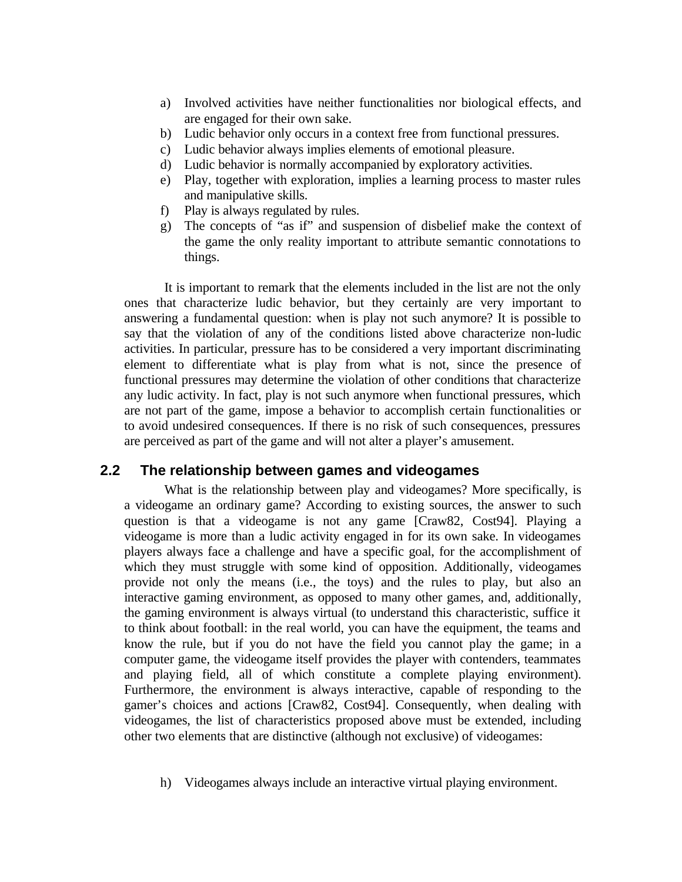a) Involved activities have neither functionalities nor biological effects, and are engaged for their own sake.
b) Ludic behavior only occurs in a context free from functional pressures.
c) Ludic behavior always implies elements of emotional pleasure.
d) Ludic behavior is normally accompanied by exploratory activities.
e) Play, together with exploration, implies a learning process to master rules and manipulative skills.
f) Play is always regulated by rules.
g) The concepts of “as if” and suspension of disbelief make the context of the game the only reality important to attribute semantic connotations to things.

It is important to remark that the elements included in the list are not the only ones that characterize ludic behavior, but they certainly are very important to answering a fundamental question: when is play not such anymore? It is possible to say that the violation of any of the conditions listed above characterize non-ludic activities. In particular, pressure has to be considered a very important discriminating element to differentiate what is play from what is not, since the presence of functional pressures may determine the violation of other conditions that characterize any ludic activity. In fact, play is not such anymore when functional pressures, which are not part of the game, impose a behavior to accomplish certain functionalities or to avoid undesired consequences. If there is no risk of such consequences, pressures are perceived as part of the game and will not alter a player’s amusement.

## 2.2 The relationship between games and videogames

What is the relationship between play and videogames? More specifically, is a videogame an ordinary game? According to existing sources, the answer to such question is that a videogame is not any game [Craw82, Cost94]. Playing a videogame is more than a ludic activity engaged in for its own sake. In videogames players always face a challenge and have a specific goal, for the accomplishment of which they must struggle with some kind of opposition. Additionally, videogames provide not only the means (i.e., the toys) and the rules to play, but also an interactive gaming environment, as opposed to many other games, and, additionally, the gaming environment is always virtual (to understand this characteristic, suffice it to think about football: in the real world, you can have the equipment, the teams and know the rule, but if you do not have the field you cannot play the game; in a computer game, the videogame itself provides the player with contenders, teammates and playing field, all of which constitute a complete playing environment). Furthermore, the environment is always interactive, capable of responding to the gamer’s choices and actions [Craw82, Cost94]. Consequently, when dealing with videogames, the list of characteristics proposed above must be extended, including other two elements that are distinctive (although not exclusive) of videogames:

h) Videogames always include an interactive virtual playing environment.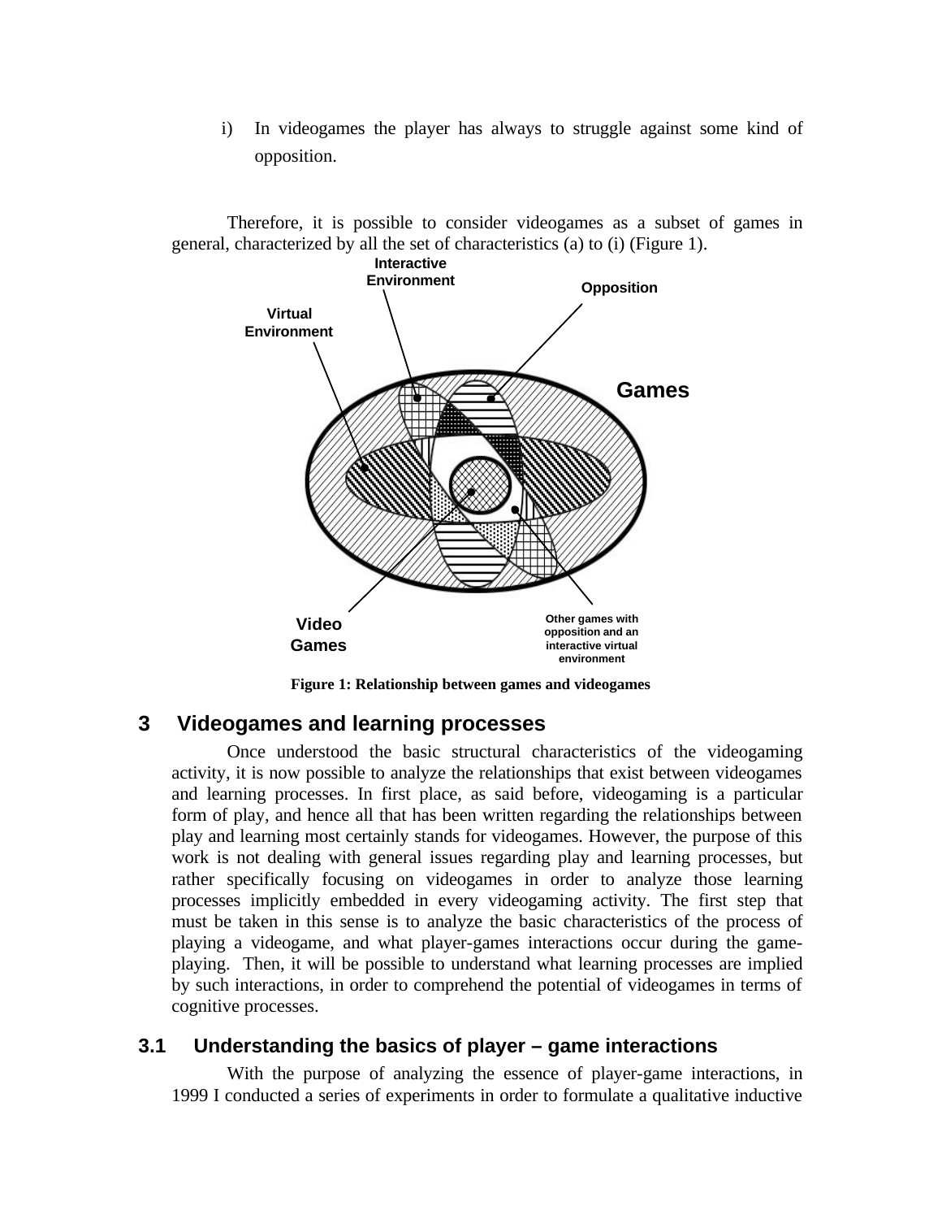i) In videogames the player has always to struggle against some kind of opposition.

Therefore, it is possible to consider videogames as a subset of games in general, characterized by all the set of characteristics (a) to (i) (Figure 1).

**Figure 1: Relationship between games and videogames**

## 3 Videogames and learning processes

Once understood the basic structural characteristics of the videogaming activity, it is now possible to analyze the relationships that exist between videogames and learning processes. In first place, as said before, videogaming is a particular form of play, and hence all that has been written regarding the relationships between play and learning most certainly stands for videogames. However, the purpose of this work is not dealing with general issues regarding play and learning processes, but rather specifically focusing on videogames in order to analyze those learning processes implicitly embedded in every videogaming activity. The first step that must be taken in this sense is to analyze the basic characteristics of the process of playing a videogame, and what player-games interactions occur during the game-playing. Then, it will be possible to understand what learning processes are implied by such interactions, in order to comprehend the potential of videogames in terms of cognitive processes.

### 3.1 Understanding the basics of player – game interactions

With the purpose of analyzing the essence of player-game interactions, in 1999 I conducted a series of experiments in order to formulate a qualitative inductive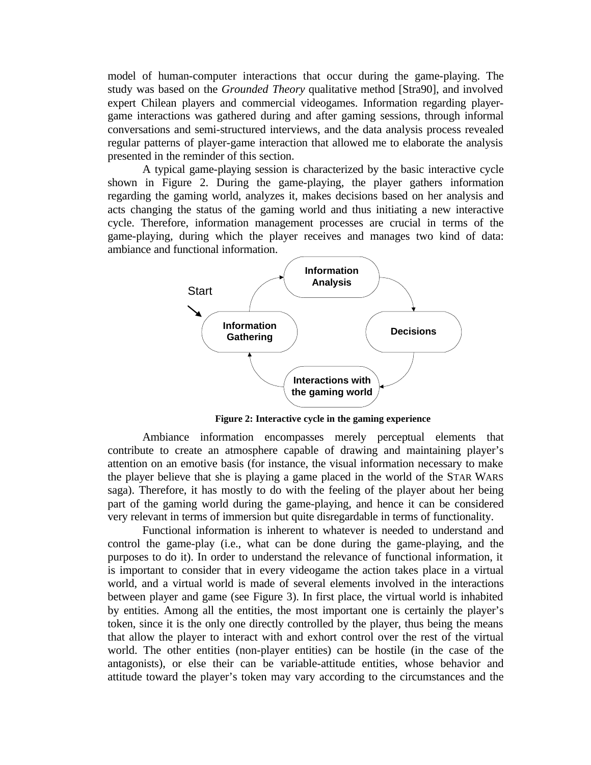model of human-computer interactions that occur during the game-playing. The study was based on the *Grounded Theory* qualitative method [Stra90], and involved expert Chilean players and commercial videogames. Information regarding player-game interactions was gathered during and after gaming sessions, through informal conversations and semi-structured interviews, and the data analysis process revealed regular patterns of player-game interaction that allowed me to elaborate the analysis presented in the reminder of this section.

A typical game-playing session is characterized by the basic interactive cycle shown in Figure 2. During the game-playing, the player gathers information regarding the gaming world, analyzes it, makes decisions based on her analysis and acts changing the status of the gaming world and thus initiating a new interactive cycle. Therefore, information management processes are crucial in terms of the game-playing, during which the player receives and manages two kind of data: ambiance and functional information.

Start → Information Gathering → Information Analysis → Decisions → Interactions with the gaming world → Information Gathering

**Figure 2: Interactive cycle in the gaming experience**

Ambiance information encompasses merely perceptual elements that contribute to create an atmosphere capable of drawing and maintaining player's attention on an emotive basis (for instance, the visual information necessary to make the player believe that she is playing a game placed in the world of the STAR WARS saga). Therefore, it has mostly to do with the feeling of the player about her being part of the gaming world during the game-playing, and hence it can be considered very relevant in terms of immersion but quite disregardable in terms of functionality.

Functional information is inherent to whatever is needed to understand and control the game-play (i.e., what can be done during the game-playing, and the purposes to do it). In order to understand the relevance of functional information, it is important to consider that in every videogame the action takes place in a virtual world, and a virtual world is made of several elements involved in the interactions between player and game (see Figure 3). In first place, the virtual world is inhabited by entities. Among all the entities, the most important one is certainly the player's token, since it is the only one directly controlled by the player, thus being the means that allow the player to interact with and exhort control over the rest of the virtual world. The other entities (non-player entities) can be hostile (in the case of the antagonists), or else their can be variable-attitude entities, whose behavior and attitude toward the player's token may vary according to the circumstances and the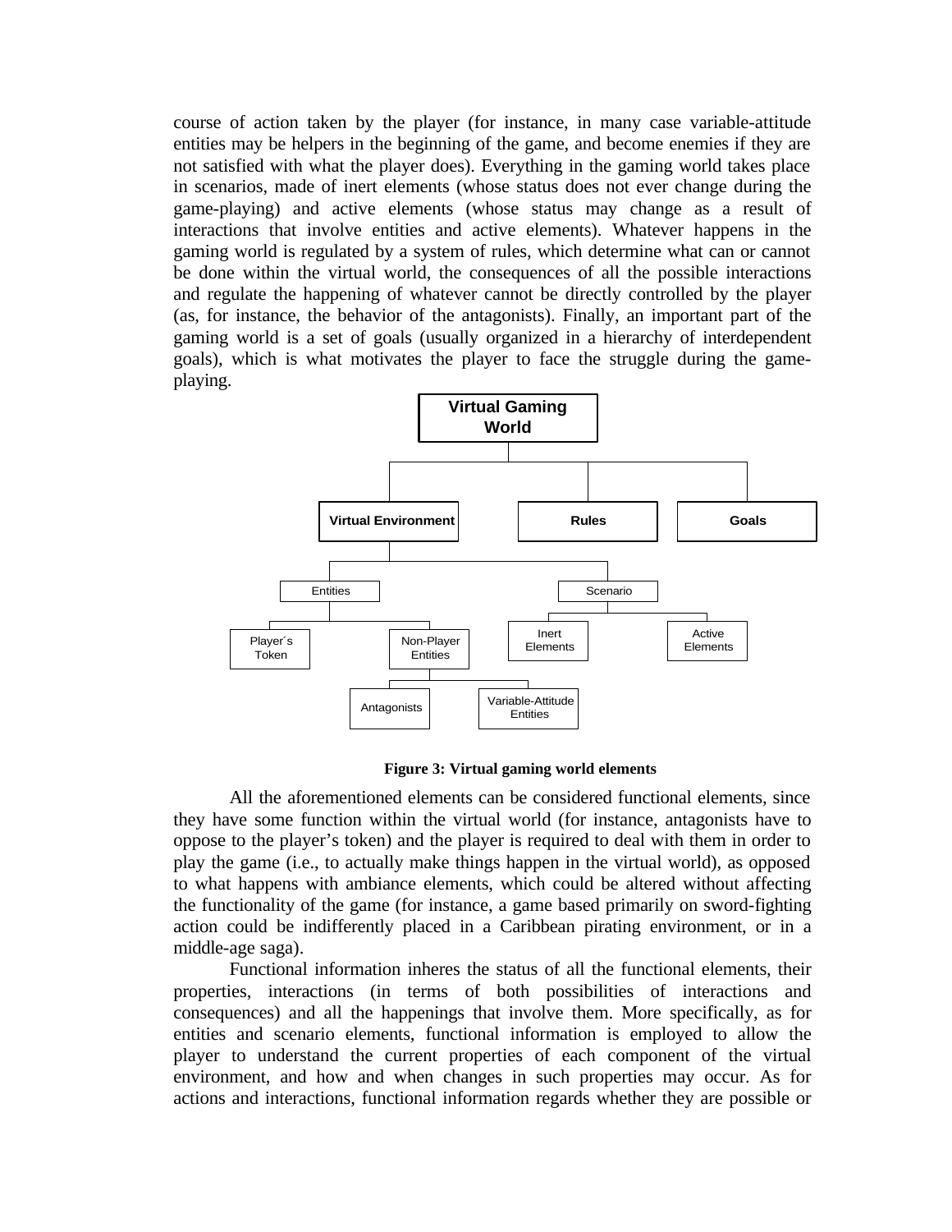course of action taken by the player (for instance, in many case variable-attitude entities may be helpers in the beginning of the game, and become enemies if they are not satisfied with what the player does). Everything in the gaming world takes place in scenarios, made of inert elements (whose status does not ever change during the game-playing) and active elements (whose status may change as a result of interactions that involve entities and active elements). Whatever happens in the gaming world is regulated by a system of rules, which determine what can or cannot be done within the virtual world, the consequences of all the possible interactions and regulate the happening of whatever cannot be directly controlled by the player (as, for instance, the behavior of the antagonists). Finally, an important part of the gaming world is a set of goals (usually organized in a hierarchy of interdependent goals), which is what motivates the player to face the struggle during the game-playing.

**Figure 3: Virtual gaming world elements**

All the aforementioned elements can be considered functional elements, since they have some function within the virtual world (for instance, antagonists have to oppose to the player's token) and the player is required to deal with them in order to play the game (i.e., to actually make things happen in the virtual world), as opposed to what happens with ambiance elements, which could be altered without affecting the functionality of the game (for instance, a game based primarily on sword-fighting action could be indifferently placed in a Caribbean pirating environment, or in a middle-age saga).

Functional information inheres the status of all the functional elements, their properties, interactions (in terms of both possibilities of interactions and consequences) and all the happenings that involve them. More specifically, as for entities and scenario elements, functional information is employed to allow the player to understand the current properties of each component of the virtual environment, and how and when changes in such properties may occur. As for actions and interactions, functional information regards whether they are possible or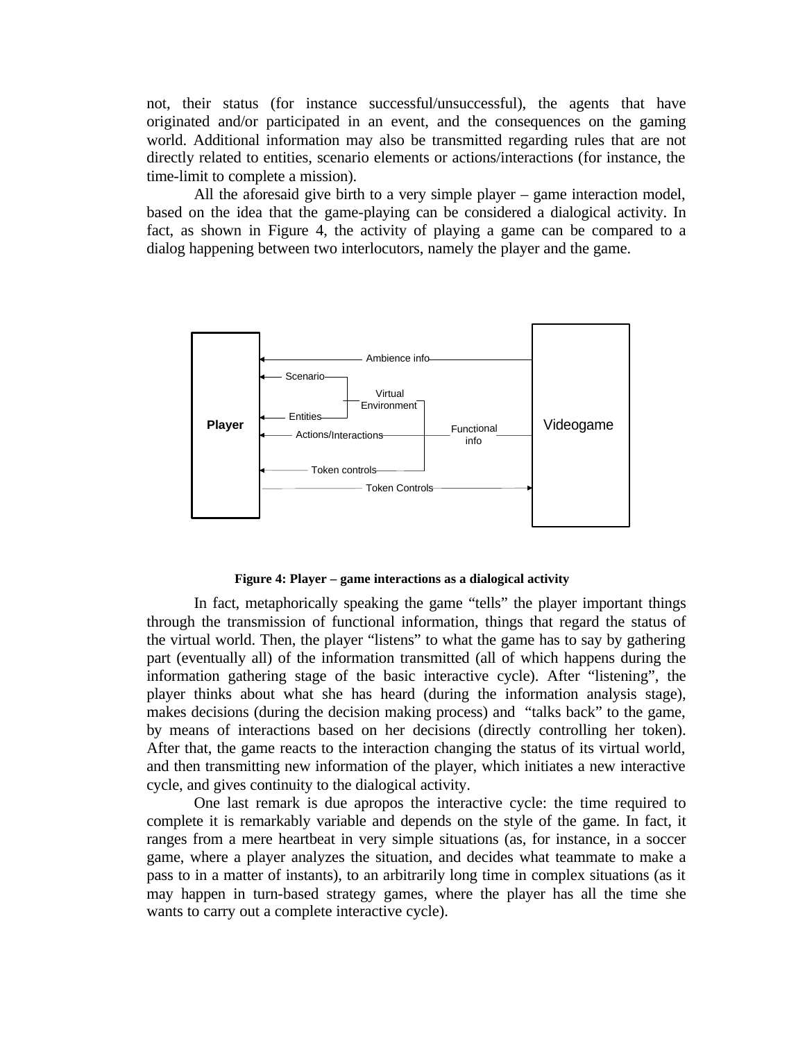not, their status (for instance successful/unsuccessful), the agents that have originated and/or participated in an event, and the consequences on the gaming world. Additional information may also be transmitted regarding rules that are not directly related to entities, scenario elements or actions/interactions (for instance, the time-limit to complete a mission).

All the aforesaid give birth to a very simple player – game interaction model, based on the idea that the game-playing can be considered a dialogical activity. In fact, as shown in Figure 4, the activity of playing a game can be compared to a dialog happening between two interlocutors, namely the player and the game.

**Figure 4: Player – game interactions as a dialogical activity**

In fact, metaphorically speaking the game "tells" the player important things through the transmission of functional information, things that regard the status of the virtual world. Then, the player "listens" to what the game has to say by gathering part (eventually all) of the information transmitted (all of which happens during the information gathering stage of the basic interactive cycle). After "listening", the player thinks about what she has heard (during the information analysis stage), makes decisions (during the decision making process) and "talks back" to the game, by means of interactions based on her decisions (directly controlling her token). After that, the game reacts to the interaction changing the status of its virtual world, and then transmitting new information of the player, which initiates a new interactive cycle, and gives continuity to the dialogical activity.

One last remark is due apropos the interactive cycle: the time required to complete it is remarkably variable and depends on the style of the game. In fact, it ranges from a mere heartbeat in very simple situations (as, for instance, in a soccer game, where a player analyzes the situation, and decides what teammate to make a pass to in a matter of instants), to an arbitrarily long time in complex situations (as it may happen in turn-based strategy games, where the player has all the time she wants to carry out a complete interactive cycle).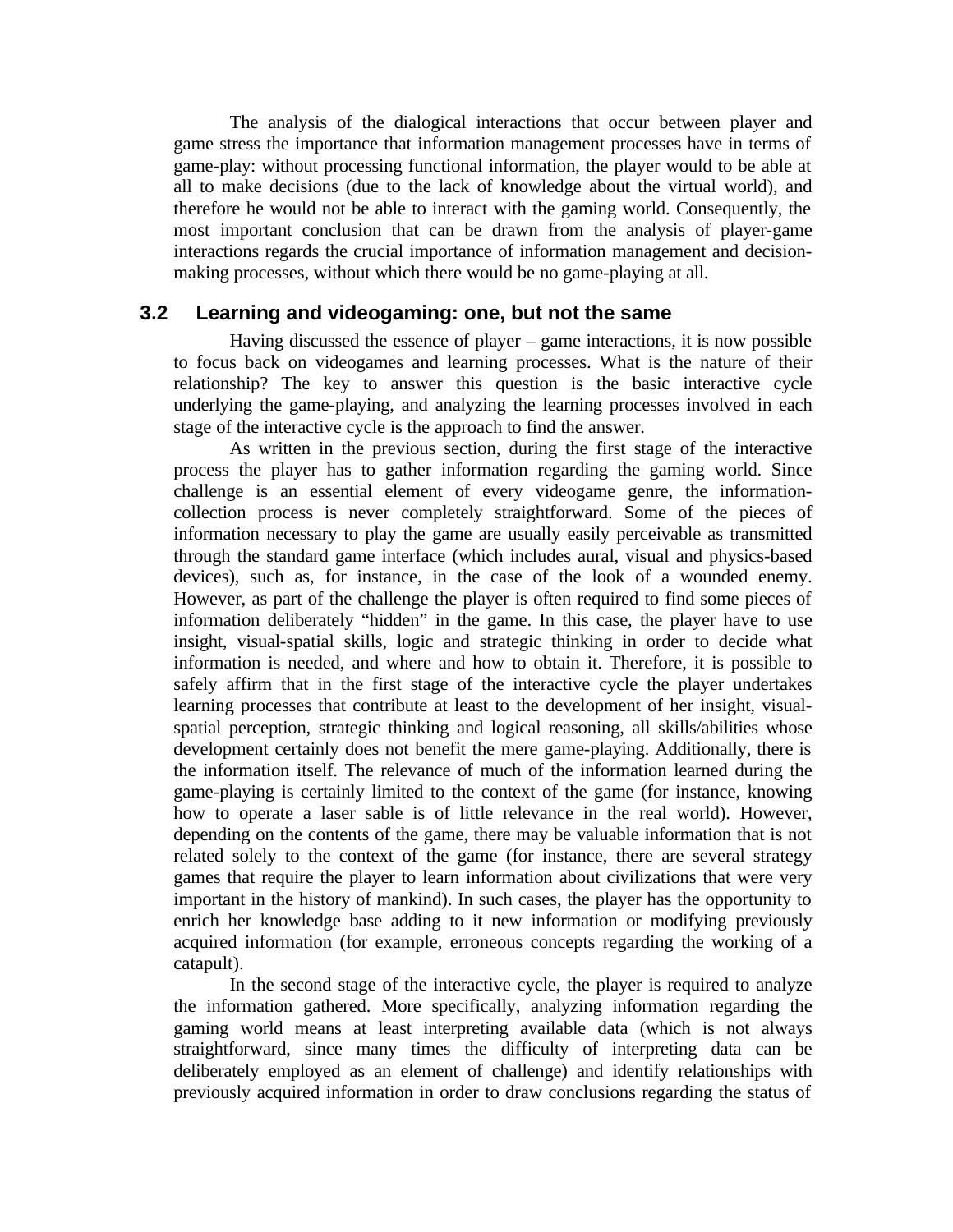The analysis of the dialogical interactions that occur between player and game stress the importance that information management processes have in terms of game-play: without processing functional information, the player would to be able at all to make decisions (due to the lack of knowledge about the virtual world), and therefore he would not be able to interact with the gaming world. Consequently, the most important conclusion that can be drawn from the analysis of player-game interactions regards the crucial importance of information management and decision-making processes, without which there would be no game-playing at all.

## 3.2 Learning and videogaming: one, but not the same

Having discussed the essence of player – game interactions, it is now possible to focus back on videogames and learning processes. What is the nature of their relationship? The key to answer this question is the basic interactive cycle underlying the game-playing, and analyzing the learning processes involved in each stage of the interactive cycle is the approach to find the answer.

As written in the previous section, during the first stage of the interactive process the player has to gather information regarding the gaming world. Since challenge is an essential element of every videogame genre, the information-collection process is never completely straightforward. Some of the pieces of information necessary to play the game are usually easily perceivable as transmitted through the standard game interface (which includes aural, visual and physics-based devices), such as, for instance, in the case of the look of a wounded enemy. However, as part of the challenge the player is often required to find some pieces of information deliberately "hidden" in the game. In this case, the player have to use insight, visual-spatial skills, logic and strategic thinking in order to decide what information is needed, and where and how to obtain it. Therefore, it is possible to safely affirm that in the first stage of the interactive cycle the player undertakes learning processes that contribute at least to the development of her insight, visual-spatial perception, strategic thinking and logical reasoning, all skills/abilities whose development certainly does not benefit the mere game-playing. Additionally, there is the information itself. The relevance of much of the information learned during the game-playing is certainly limited to the context of the game (for instance, knowing how to operate a laser sable is of little relevance in the real world). However, depending on the contents of the game, there may be valuable information that is not related solely to the context of the game (for instance, there are several strategy games that require the player to learn information about civilizations that were very important in the history of mankind). In such cases, the player has the opportunity to enrich her knowledge base adding to it new information or modifying previously acquired information (for example, erroneous concepts regarding the working of a catapult).

In the second stage of the interactive cycle, the player is required to analyze the information gathered. More specifically, analyzing information regarding the gaming world means at least interpreting available data (which is not always straightforward, since many times the difficulty of interpreting data can be deliberately employed as an element of challenge) and identify relationships with previously acquired information in order to draw conclusions regarding the status of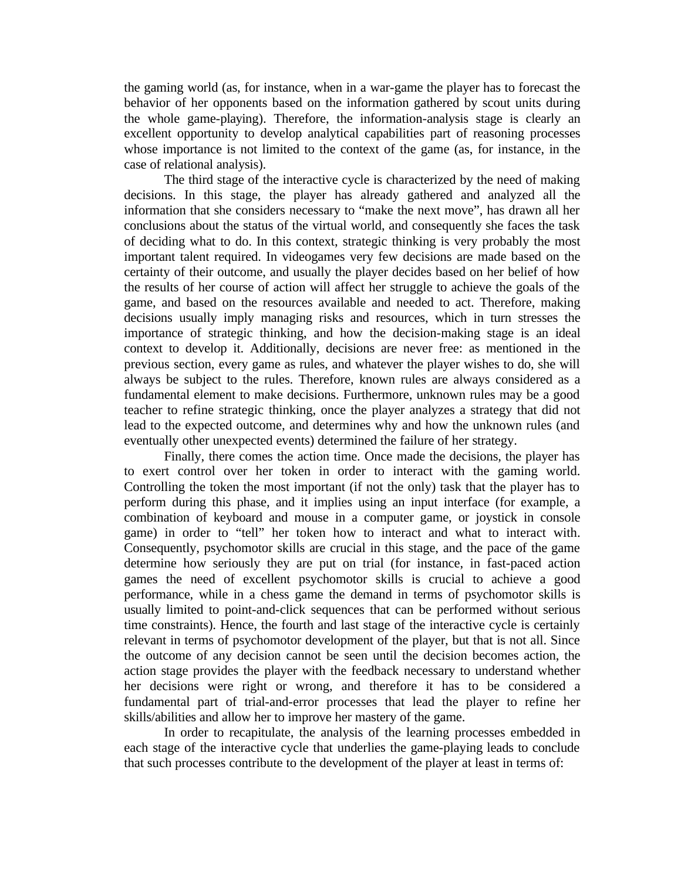the gaming world (as, for instance, when in a war-game the player has to forecast the behavior of her opponents based on the information gathered by scout units during the whole game-playing). Therefore, the information-analysis stage is clearly an excellent opportunity to develop analytical capabilities part of reasoning processes whose importance is not limited to the context of the game (as, for instance, in the case of relational analysis).

The third stage of the interactive cycle is characterized by the need of making decisions. In this stage, the player has already gathered and analyzed all the information that she considers necessary to "make the next move", has drawn all her conclusions about the status of the virtual world, and consequently she faces the task of deciding what to do. In this context, strategic thinking is very probably the most important talent required. In videogames very few decisions are made based on the certainty of their outcome, and usually the player decides based on her belief of how the results of her course of action will affect her struggle to achieve the goals of the game, and based on the resources available and needed to act. Therefore, making decisions usually imply managing risks and resources, which in turn stresses the importance of strategic thinking, and how the decision-making stage is an ideal context to develop it. Additionally, decisions are never free: as mentioned in the previous section, every game as rules, and whatever the player wishes to do, she will always be subject to the rules. Therefore, known rules are always considered as a fundamental element to make decisions. Furthermore, unknown rules may be a good teacher to refine strategic thinking, once the player analyzes a strategy that did not lead to the expected outcome, and determines why and how the unknown rules (and eventually other unexpected events) determined the failure of her strategy.

Finally, there comes the action time. Once made the decisions, the player has to exert control over her token in order to interact with the gaming world. Controlling the token the most important (if not the only) task that the player has to perform during this phase, and it implies using an input interface (for example, a combination of keyboard and mouse in a computer game, or joystick in console game) in order to "tell" her token how to interact and what to interact with. Consequently, psychomotor skills are crucial in this stage, and the pace of the game determine how seriously they are put on trial (for instance, in fast-paced action games the need of excellent psychomotor skills is crucial to achieve a good performance, while in a chess game the demand in terms of psychomotor skills is usually limited to point-and-click sequences that can be performed without serious time constraints). Hence, the fourth and last stage of the interactive cycle is certainly relevant in terms of psychomotor development of the player, but that is not all. Since the outcome of any decision cannot be seen until the decision becomes action, the action stage provides the player with the feedback necessary to understand whether her decisions were right or wrong, and therefore it has to be considered a fundamental part of trial-and-error processes that lead the player to refine her skills/abilities and allow her to improve her mastery of the game.

In order to recapitulate, the analysis of the learning processes embedded in each stage of the interactive cycle that underlies the game-playing leads to conclude that such processes contribute to the development of the player at least in terms of: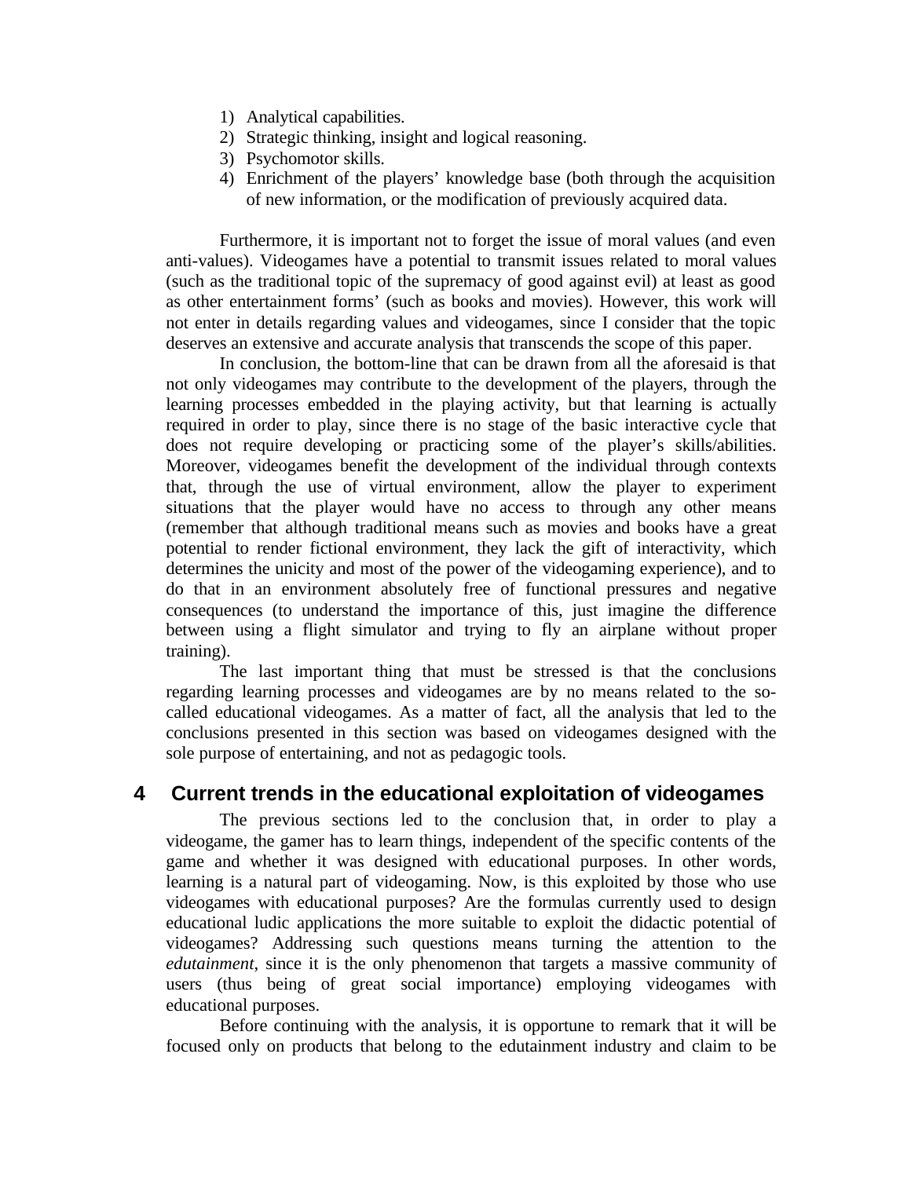1) Analytical capabilities.
2) Strategic thinking, insight and logical reasoning.
3) Psychomotor skills.
4) Enrichment of the players' knowledge base (both through the acquisition of new information, or the modification of previously acquired data.

Furthermore, it is important not to forget the issue of moral values (and even anti-values). Videogames have a potential to transmit issues related to moral values (such as the traditional topic of the supremacy of good against evil) at least as good as other entertainment forms' (such as books and movies). However, this work will not enter in details regarding values and videogames, since I consider that the topic deserves an extensive and accurate analysis that transcends the scope of this paper.

In conclusion, the bottom-line that can be drawn from all the aforesaid is that not only videogames may contribute to the development of the players, through the learning processes embedded in the playing activity, but that learning is actually required in order to play, since there is no stage of the basic interactive cycle that does not require developing or practicing some of the player's skills/abilities. Moreover, videogames benefit the development of the individual through contexts that, through the use of virtual environment, allow the player to experiment situations that the player would have no access to through any other means (remember that although traditional means such as movies and books have a great potential to render fictional environment, they lack the gift of interactivity, which determines the unicity and most of the power of the videogaming experience), and to do that in an environment absolutely free of functional pressures and negative consequences (to understand the importance of this, just imagine the difference between using a flight simulator and trying to fly an airplane without proper training).

The last important thing that must be stressed is that the conclusions regarding learning processes and videogames are by no means related to the so-called educational videogames. As a matter of fact, all the analysis that led to the conclusions presented in this section was based on videogames designed with the sole purpose of entertaining, and not as pedagogic tools.

## 4 Current trends in the educational exploitation of videogames

The previous sections led to the conclusion that, in order to play a videogame, the gamer has to learn things, independent of the specific contents of the game and whether it was designed with educational purposes. In other words, learning is a natural part of videogaming. Now, is this exploited by those who use videogames with educational purposes? Are the formulas currently used to design educational ludic applications the more suitable to exploit the didactic potential of videogames? Addressing such questions means turning the attention to the *edutainment*, since it is the only phenomenon that targets a massive community of users (thus being of great social importance) employing videogames with educational purposes.

Before continuing with the analysis, it is opportune to remark that it will be focused only on products that belong to the edutainment industry and claim to be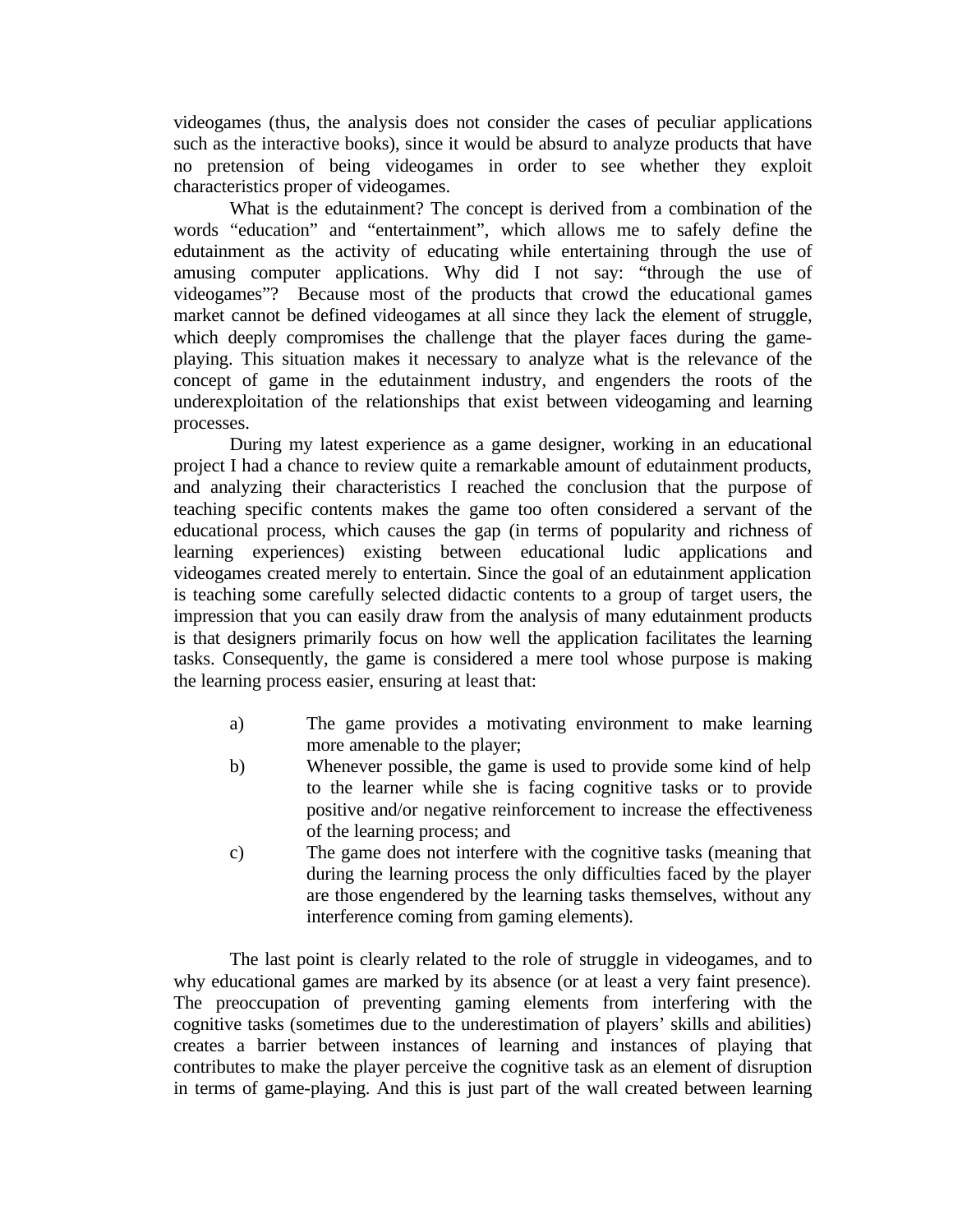videogames (thus, the analysis does not consider the cases of peculiar applications such as the interactive books), since it would be absurd to analyze products that have no pretension of being videogames in order to see whether they exploit characteristics proper of videogames.

What is the edutainment? The concept is derived from a combination of the words “education” and “entertainment”, which allows me to safely define the edutainment as the activity of educating while entertaining through the use of amusing computer applications. Why did I not say: “through the use of videogames”? Because most of the products that crowd the educational games market cannot be defined videogames at all since they lack the element of struggle, which deeply compromises the challenge that the player faces during the game-playing. This situation makes it necessary to analyze what is the relevance of the concept of game in the edutainment industry, and engenders the roots of the underexploitation of the relationships that exist between videogaming and learning processes.

During my latest experience as a game designer, working in an educational project I had a chance to review quite a remarkable amount of edutainment products, and analyzing their characteristics I reached the conclusion that the purpose of teaching specific contents makes the game too often considered a servant of the educational process, which causes the gap (in terms of popularity and richness of learning experiences) existing between educational ludic applications and videogames created merely to entertain. Since the goal of an edutainment application is teaching some carefully selected didactic contents to a group of target users, the impression that you can easily draw from the analysis of many edutainment products is that designers primarily focus on how well the application facilitates the learning tasks. Consequently, the game is considered a mere tool whose purpose is making the learning process easier, ensuring at least that:

a) The game provides a motivating environment to make learning more amenable to the player;
b) Whenever possible, the game is used to provide some kind of help to the learner while she is facing cognitive tasks or to provide positive and/or negative reinforcement to increase the effectiveness of the learning process; and
c) The game does not interfere with the cognitive tasks (meaning that during the learning process the only difficulties faced by the player are those engendered by the learning tasks themselves, without any interference coming from gaming elements).

The last point is clearly related to the role of struggle in videogames, and to why educational games are marked by its absence (or at least a very faint presence). The preoccupation of preventing gaming elements from interfering with the cognitive tasks (sometimes due to the underestimation of players’ skills and abilities) creates a barrier between instances of learning and instances of playing that contributes to make the player perceive the cognitive task as an element of disruption in terms of game-playing. And this is just part of the wall created between learning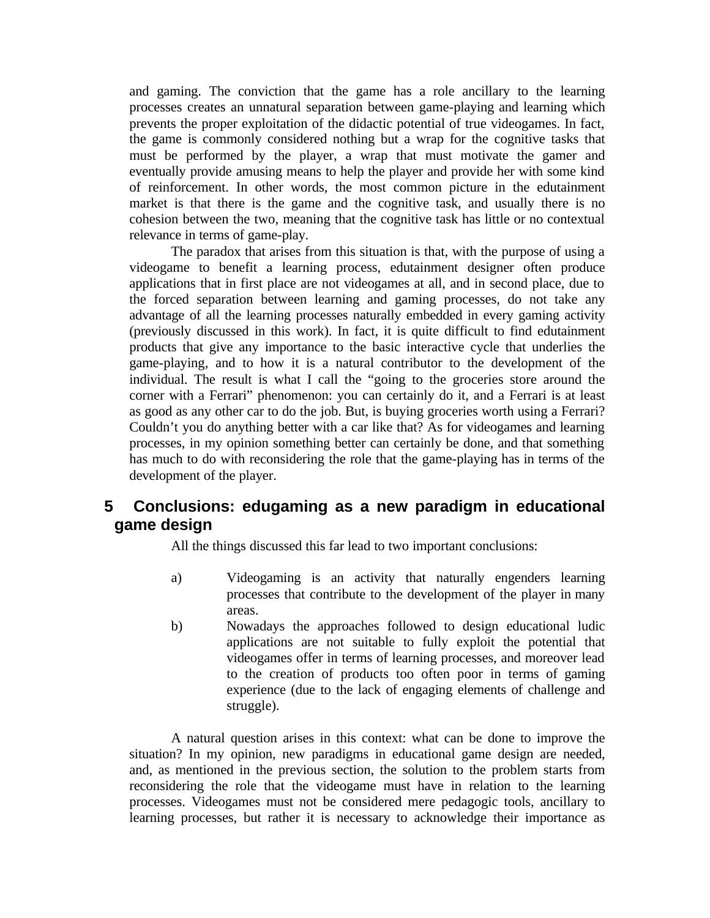and gaming. The conviction that the game has a role ancillary to the learning processes creates an unnatural separation between game-playing and learning which prevents the proper exploitation of the didactic potential of true videogames. In fact, the game is commonly considered nothing but a wrap for the cognitive tasks that must be performed by the player, a wrap that must motivate the gamer and eventually provide amusing means to help the player and provide her with some kind of reinforcement. In other words, the most common picture in the edutainment market is that there is the game and the cognitive task, and usually there is no cohesion between the two, meaning that the cognitive task has little or no contextual relevance in terms of game-play.

The paradox that arises from this situation is that, with the purpose of using a videogame to benefit a learning process, edutainment designer often produce applications that in first place are not videogames at all, and in second place, due to the forced separation between learning and gaming processes, do not take any advantage of all the learning processes naturally embedded in every gaming activity (previously discussed in this work). In fact, it is quite difficult to find edutainment products that give any importance to the basic interactive cycle that underlies the game-playing, and to how it is a natural contributor to the development of the individual. The result is what I call the "going to the groceries store around the corner with a Ferrari" phenomenon: you can certainly do it, and a Ferrari is at least as good as any other car to do the job. But, is buying groceries worth using a Ferrari? Couldn't you do anything better with a car like that? As for videogames and learning processes, in my opinion something better can certainly be done, and that something has much to do with reconsidering the role that the game-playing has in terms of the development of the player.

## 5 Conclusions: edugaming as a new paradigm in educational game design

All the things discussed this far lead to two important conclusions:

a) Videogaming is an activity that naturally engenders learning processes that contribute to the development of the player in many areas.

b) Nowadays the approaches followed to design educational ludic applications are not suitable to fully exploit the potential that videogames offer in terms of learning processes, and moreover lead to the creation of products too often poor in terms of gaming experience (due to the lack of engaging elements of challenge and struggle).

A natural question arises in this context: what can be done to improve the situation? In my opinion, new paradigms in educational game design are needed, and, as mentioned in the previous section, the solution to the problem starts from reconsidering the role that the videogame must have in relation to the learning processes. Videogames must not be considered mere pedagogic tools, ancillary to learning processes, but rather it is necessary to acknowledge their importance as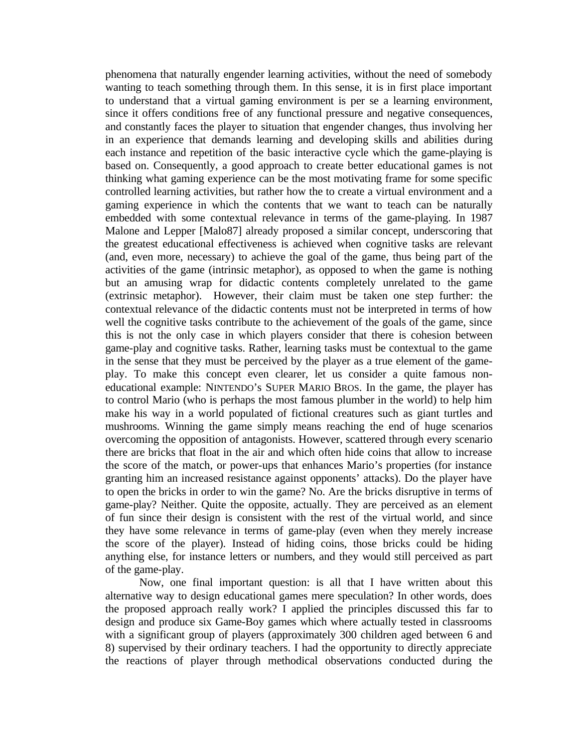phenomena that naturally engender learning activities, without the need of somebody wanting to teach something through them. In this sense, it is in first place important to understand that a virtual gaming environment is per se a learning environment, since it offers conditions free of any functional pressure and negative consequences, and constantly faces the player to situation that engender changes, thus involving her in an experience that demands learning and developing skills and abilities during each instance and repetition of the basic interactive cycle which the game-playing is based on. Consequently, a good approach to create better educational games is not thinking what gaming experience can be the most motivating frame for some specific controlled learning activities, but rather how the to create a virtual environment and a gaming experience in which the contents that we want to teach can be naturally embedded with some contextual relevance in terms of the game-playing. In 1987 Malone and Lepper [Malo87] already proposed a similar concept, underscoring that the greatest educational effectiveness is achieved when cognitive tasks are relevant (and, even more, necessary) to achieve the goal of the game, thus being part of the activities of the game (intrinsic metaphor), as opposed to when the game is nothing but an amusing wrap for didactic contents completely unrelated to the game (extrinsic metaphor). However, their claim must be taken one step further: the contextual relevance of the didactic contents must not be interpreted in terms of how well the cognitive tasks contribute to the achievement of the goals of the game, since this is not the only case in which players consider that there is cohesion between game-play and cognitive tasks. Rather, learning tasks must be contextual to the game in the sense that they must be perceived by the player as a true element of the game-play. To make this concept even clearer, let us consider a quite famous non-educational example: NINTENDO's SUPER MARIO BROS. In the game, the player has to control Mario (who is perhaps the most famous plumber in the world) to help him make his way in a world populated of fictional creatures such as giant turtles and mushrooms. Winning the game simply means reaching the end of huge scenarios overcoming the opposition of antagonists. However, scattered through every scenario there are bricks that float in the air and which often hide coins that allow to increase the score of the match, or power-ups that enhances Mario's properties (for instance granting him an increased resistance against opponents' attacks). Do the player have to open the bricks in order to win the game? No. Are the bricks disruptive in terms of game-play? Neither. Quite the opposite, actually. They are perceived as an element of fun since their design is consistent with the rest of the virtual world, and since they have some relevance in terms of game-play (even when they merely increase the score of the player). Instead of hiding coins, those bricks could be hiding anything else, for instance letters or numbers, and they would still perceived as part of the game-play.

Now, one final important question: is all that I have written about this alternative way to design educational games mere speculation? In other words, does the proposed approach really work? I applied the principles discussed this far to design and produce six Game-Boy games which where actually tested in classrooms with a significant group of players (approximately 300 children aged between 6 and 8) supervised by their ordinary teachers. I had the opportunity to directly appreciate the reactions of player through methodical observations conducted during the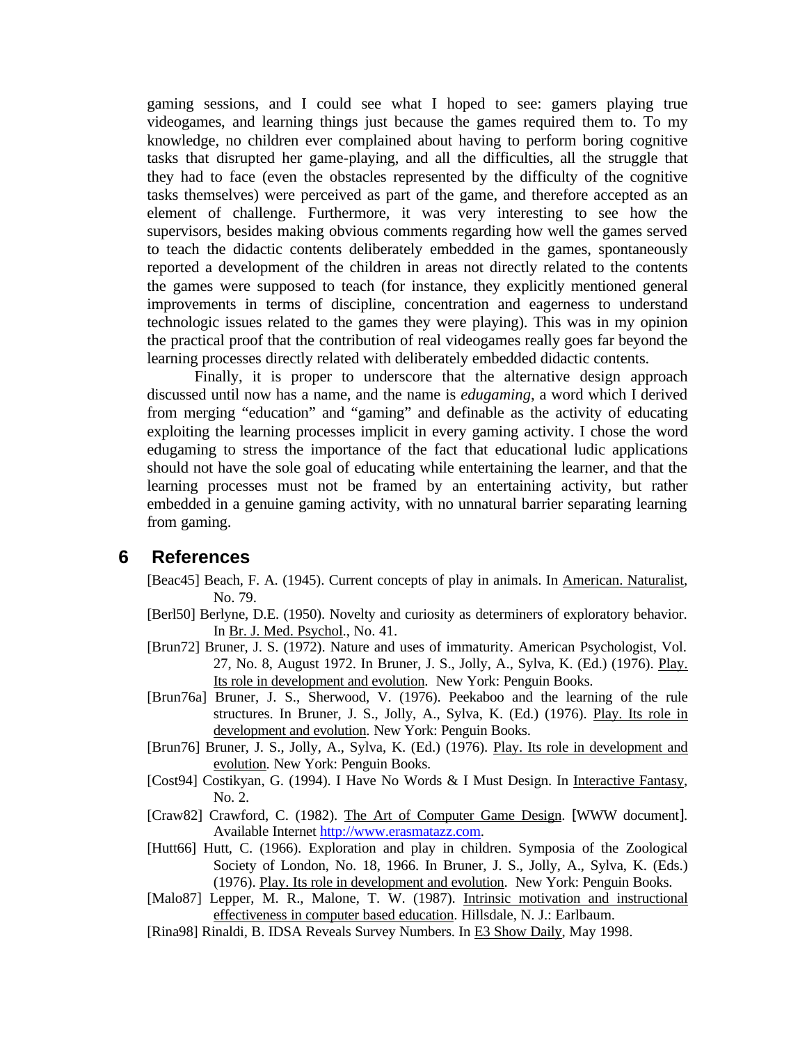gaming sessions, and I could see what I hoped to see: gamers playing true videogames, and learning things just because the games required them to. To my knowledge, no children ever complained about having to perform boring cognitive tasks that disrupted her game-playing, and all the difficulties, all the struggle that they had to face (even the obstacles represented by the difficulty of the cognitive tasks themselves) were perceived as part of the game, and therefore accepted as an element of challenge. Furthermore, it was very interesting to see how the supervisors, besides making obvious comments regarding how well the games served to teach the didactic contents deliberately embedded in the games, spontaneously reported a development of the children in areas not directly related to the contents the games were supposed to teach (for instance, they explicitly mentioned general improvements in terms of discipline, concentration and eagerness to understand technologic issues related to the games they were playing). This was in my opinion the practical proof that the contribution of real videogames really goes far beyond the learning processes directly related with deliberately embedded didactic contents.

Finally, it is proper to underscore that the alternative design approach discussed until now has a name, and the name is *edugaming*, a word which I derived from merging "education" and "gaming" and definable as the activity of educating exploiting the learning processes implicit in every gaming activity. I chose the word edugaming to stress the importance of the fact that educational ludic applications should not have the sole goal of educating while entertaining the learner, and that the learning processes must not be framed by an entertaining activity, but rather embedded in a genuine gaming activity, with no unnatural barrier separating learning from gaming.

## 6 References

[Beac45] Beach, F. A. (1945). Current concepts of play in animals. In American. Naturalist, No. 79.

[Berl50] Berlyne, D.E. (1950). Novelty and curiosity as determiners of exploratory behavior. In Br. J. Med. Psychol., No. 41.

[Brun72] Bruner, J. S. (1972). Nature and uses of immaturity. American Psychologist, Vol. 27, No. 8, August 1972. In Bruner, J. S., Jolly, A., Sylva, K. (Ed.) (1976). Play. Its role in development and evolution. New York: Penguin Books.

[Brun76a] Bruner, J. S., Sherwood, V. (1976). Peekaboo and the learning of the rule structures. In Bruner, J. S., Jolly, A., Sylva, K. (Ed.) (1976). Play. Its role in development and evolution. New York: Penguin Books.

[Brun76] Bruner, J. S., Jolly, A., Sylva, K. (Ed.) (1976). Play. Its role in development and evolution. New York: Penguin Books.

[Cost94] Costikyan, G. (1994). I Have No Words & I Must Design. In Interactive Fantasy, No. 2.

[Craw82] Crawford, C. (1982). The Art of Computer Game Design. [WWW document]. Available Internet http://www.erasmatazz.com.

[Hutt66] Hutt, C. (1966). Exploration and play in children. Symposia of the Zoological Society of London, No. 18, 1966. In Bruner, J. S., Jolly, A., Sylva, K. (Eds.) (1976). Play. Its role in development and evolution. New York: Penguin Books.

[Malo87] Lepper, M. R., Malone, T. W. (1987). Intrinsic motivation and instructional effectiveness in computer based education. Hillsdale, N. J.: Earlbaum.

[Rina98] Rinaldi, B. IDSA Reveals Survey Numbers. In E3 Show Daily, May 1998.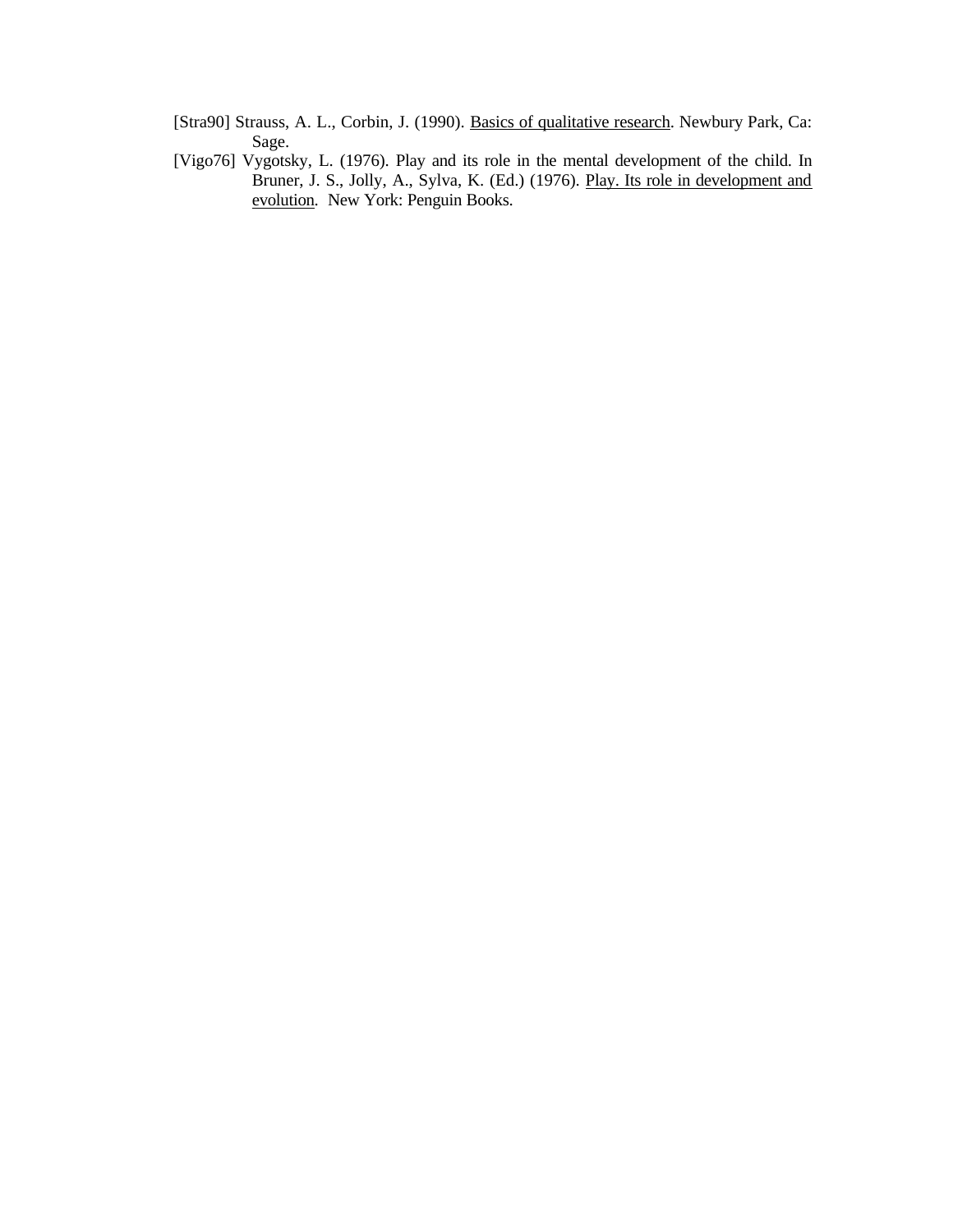[Stra90] Strauss, A. L., Corbin, J. (1990). Basics of qualitative research. Newbury Park, Ca: Sage.

[Vigo76] Vygotsky, L. (1976). Play and its role in the mental development of the child. In Bruner, J. S., Jolly, A., Sylva, K. (Ed.) (1976). Play. Its role in development and evolution. New York: Penguin Books.